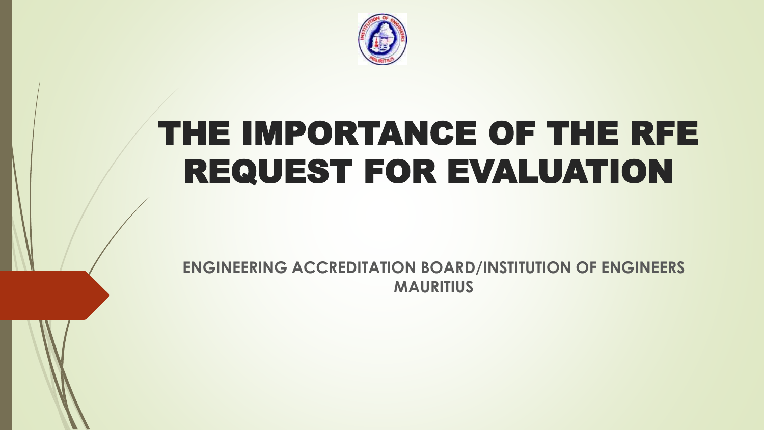# THE IMPORTANCE OF THE RFE REQUEST FOR EVALUATION

**ENGINEERING ACCREDITATION BOARD/INSTITUTION OF ENGINEERS MAURITIUS**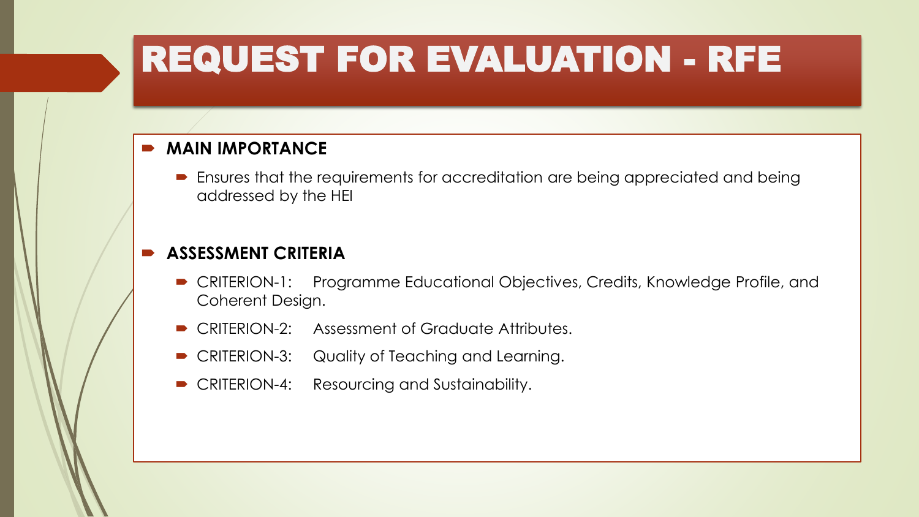# REQUEST FOR EVALUATION - RFE

- **MAIN IMPORTANCE**
  - Ensures that the requirements for accreditation are being appreciated and being addressed by the HEI

- **ASSESSMENT CRITERIA**
  - CRITERION-1: Programme Educational Objectives, Credits, Knowledge Profile, and Coherent Design.
  - CRITERION-2: Assessment of Graduate Attributes.
  - CRITERION-3: Quality of Teaching and Learning.
  - CRITERION-4: Resourcing and Sustainability.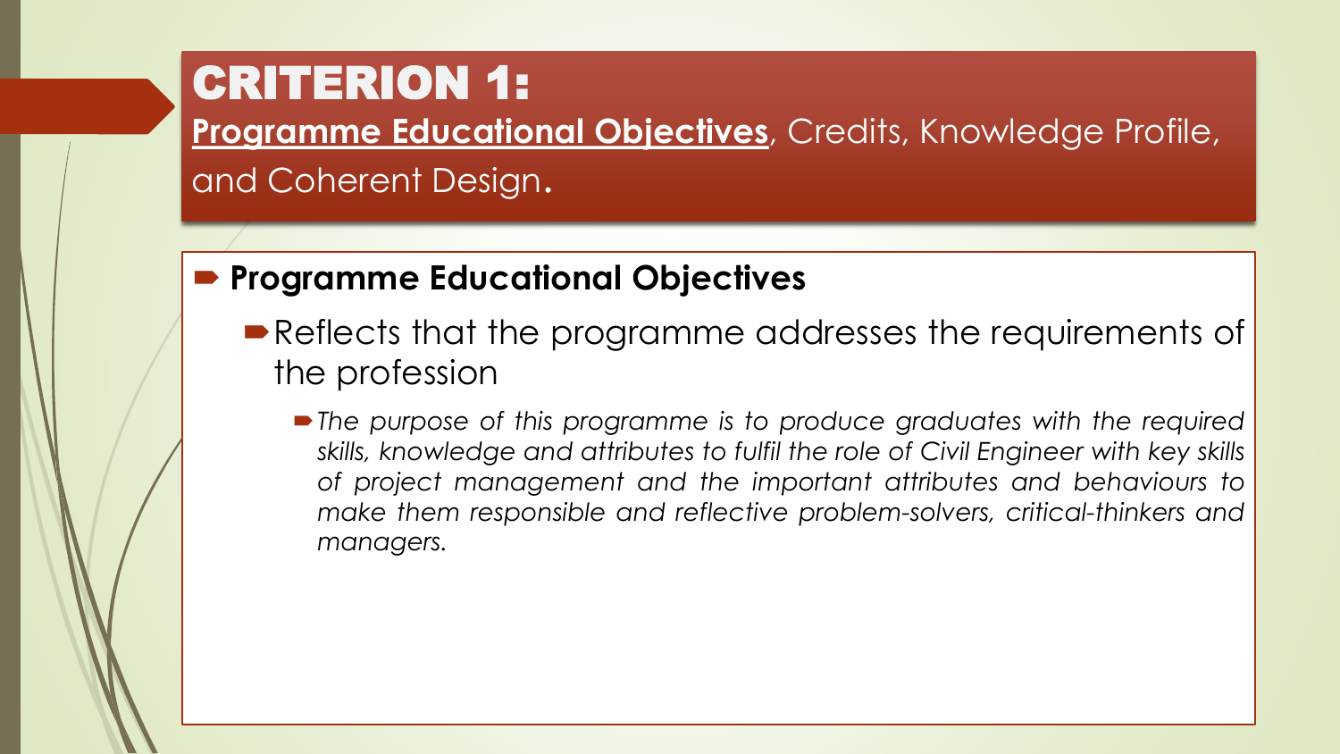# CRITERION 1:

**Programme Educational Objectives**, Credits, Knowledge Profile, and Coherent Design.

- **Programme Educational Objectives**
  - Reflects that the programme addresses the requirements of the profession
    - *The purpose of this programme is to produce graduates with the required skills, knowledge and attributes to fulfil the role of Civil Engineer with key skills of project management and the important attributes and behaviours to make them responsible and reflective problem-solvers, critical-thinkers and managers.*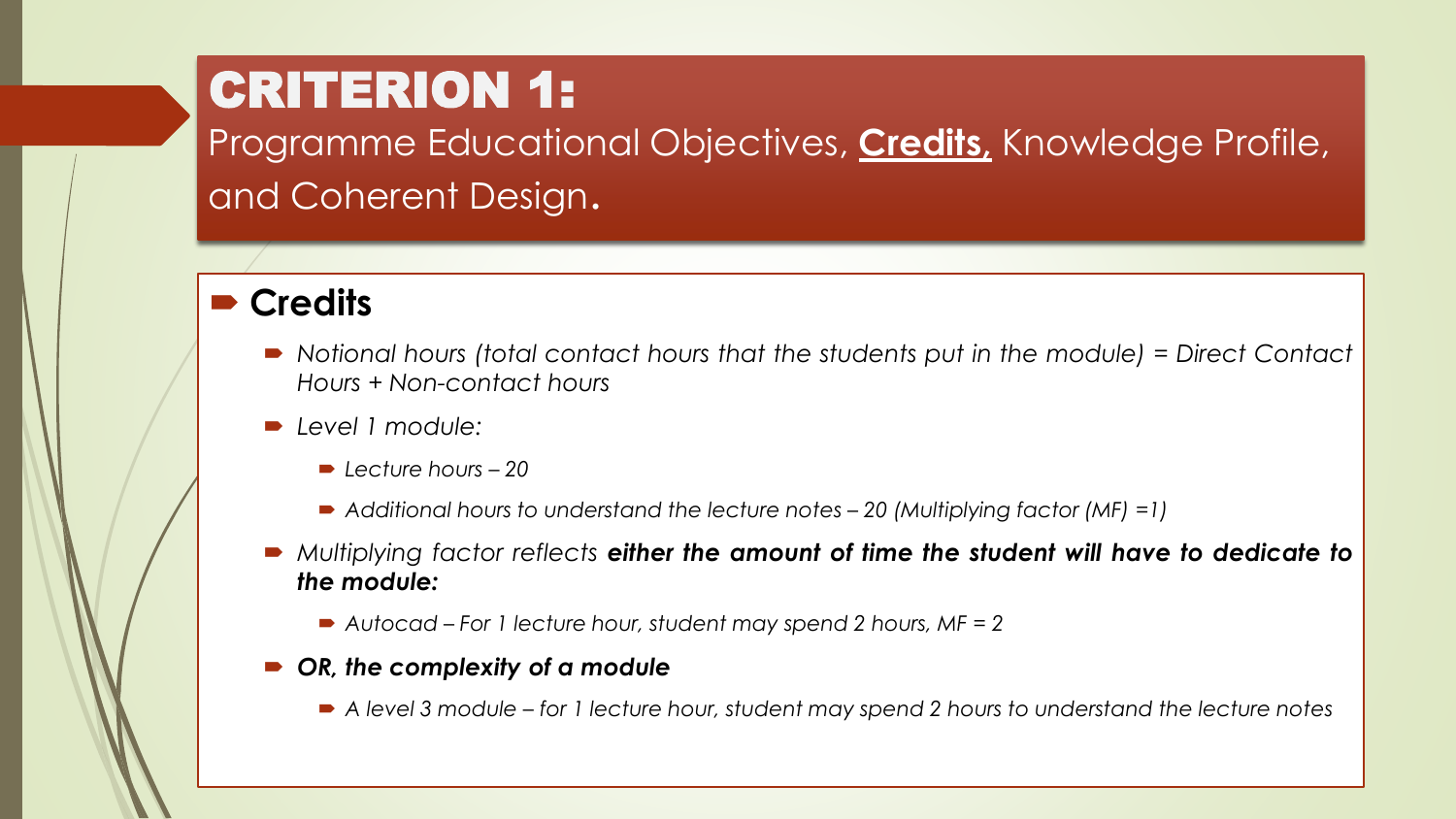# CRITERION 1:

Programme Educational Objectives, **Credits,** Knowledge Profile, and Coherent Design.

## Credits

- *Notional hours (total contact hours that the students put in the module) = Direct Contact Hours + Non-contact hours*
- *Level 1 module:*
  - *Lecture hours – 20*
  - *Additional hours to understand the lecture notes – 20 (Multiplying factor (MF) =1)*
- *Multiplying factor reflects* ***either the amount of time the student will have to dedicate to the module:***
  - *Autocad – For 1 lecture hour, student may spend 2 hours, MF = 2*
- ***OR, the complexity of a module***
  - *A level 3 module – for 1 lecture hour, student may spend 2 hours to understand the lecture notes*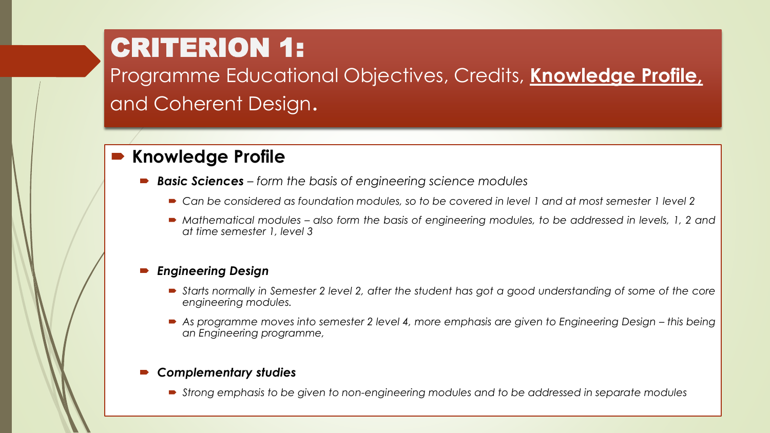# CRITERION 1:

Programme Educational Objectives, Credits, **Knowledge Profile,** and Coherent Design.

## Knowledge Profile

- ***Basic Sciences*** *– form the basis of engineering science modules*
  - *Can be considered as foundation modules, so to be covered in level 1 and at most semester 1 level 2*
  - *Mathematical modules – also form the basis of engineering modules, to be addressed in levels, 1, 2 and at time semester 1, level 3*

- ***Engineering Design***
  - *Starts normally in Semester 2 level 2, after the student has got a good understanding of some of the core engineering modules.*
  - *As programme moves into semester 2 level 4, more emphasis are given to Engineering Design – this being an Engineering programme,*

- ***Complementary studies***
  - *Strong emphasis to be given to non-engineering modules and to be addressed in separate modules*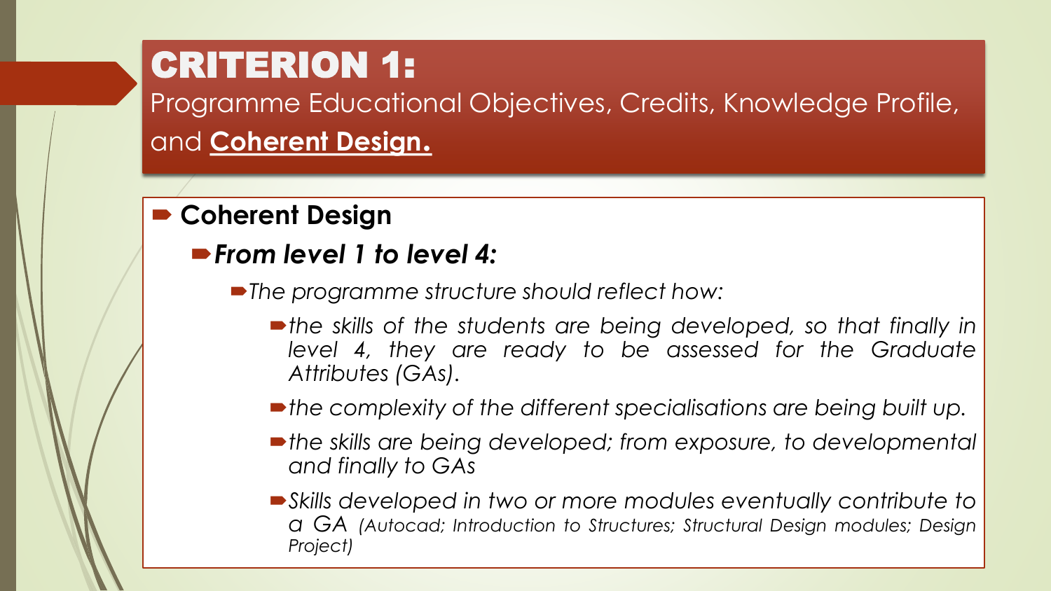# CRITERION 1:

Programme Educational Objectives, Credits, Knowledge Profile, and **Coherent Design.**

- **Coherent Design**
  - ***From level 1 to level 4:***
    - *The programme structure should reflect how:*
      - *the skills of the students are being developed, so that finally in level 4, they are ready to be assessed for the Graduate Attributes (GAs).*
      - *the complexity of the different specialisations are being built up.*
      - *the skills are being developed; from exposure, to developmental and finally to GAs*
      - *Skills developed in two or more modules eventually contribute to a GA (Autocad; Introduction to Structures; Structural Design modules; Design Project)*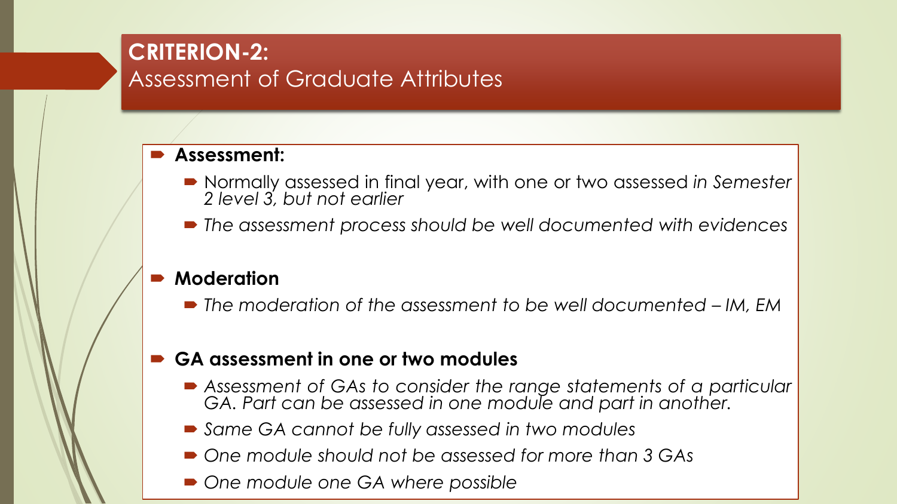# CRITERION-2:
## Assessment of Graduate Attributes

- **Assessment:**
  - Normally assessed in final year, with one or two assessed *in Semester 2 level 3, but not earlier*
  - *The assessment process should be well documented with evidences*

- **Moderation**
  - *The moderation of the assessment to be well documented – IM, EM*

- **GA assessment in one or two modules**
  - *Assessment of GAs to consider the range statements of a particular GA. Part can be assessed in one module and part in another.*
  - *Same GA cannot be fully assessed in two modules*
  - *One module should not be assessed for more than 3 GAs*
  - *One module one GA where possible*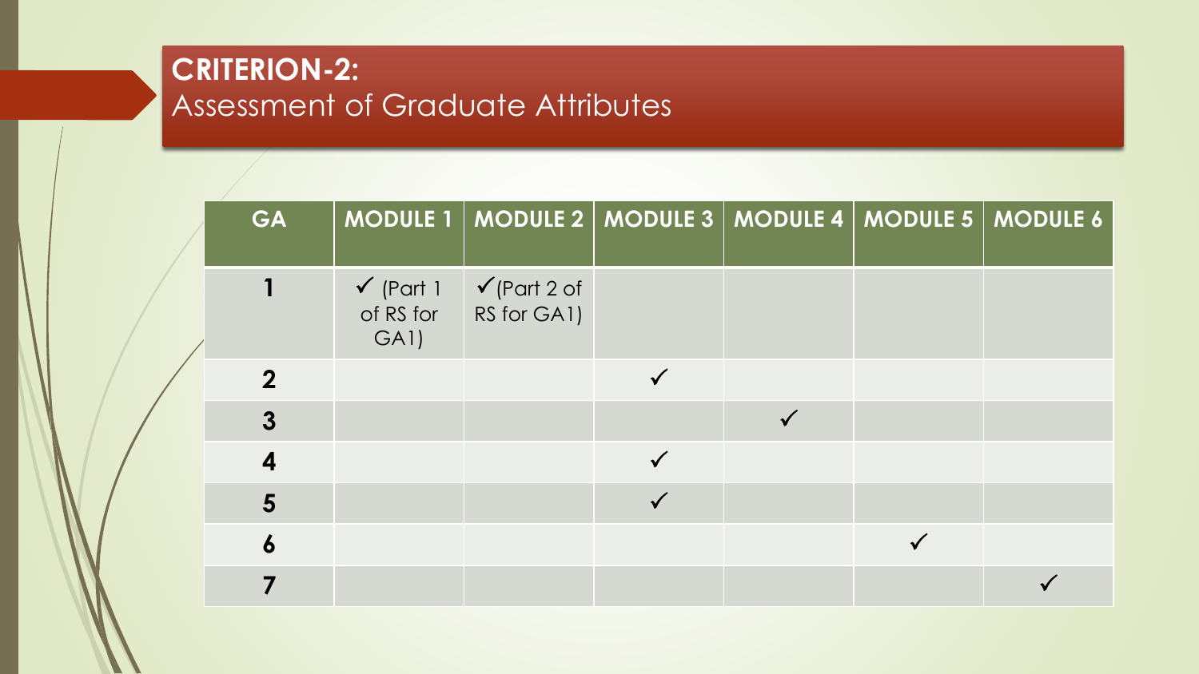## CRITERION-2:
Assessment of Graduate Attributes

| GA | MODULE 1 | MODULE 2 | MODULE 3 | MODULE 4 | MODULE 5 | MODULE 6 |
|---|---|---|---|---|---|---|
| 1 | ✓ (Part 1 of RS for GA1) | ✓(Part 2 of RS for GA1) | | | | |
| 2 | | | ✓ | | | |
| 3 | | | | ✓ | | |
| 4 | | | ✓ | | | |
| 5 | | | ✓ | | | |
| 6 | | | | | ✓ | |
| 7 | | | | | | ✓ |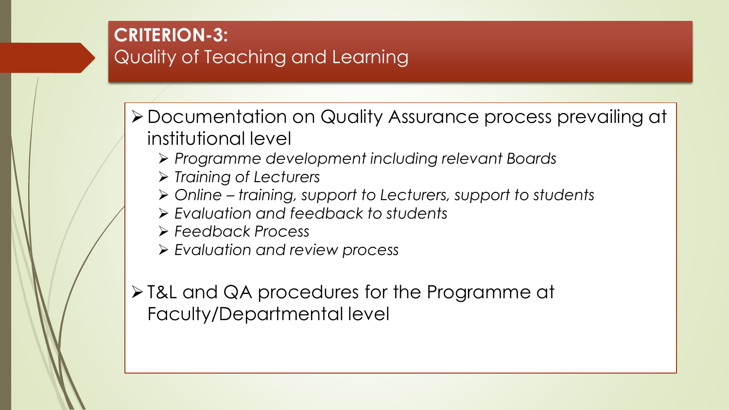## CRITERION-3:
Quality of Teaching and Learning

- Documentation on Quality Assurance process prevailing at institutional level
  - *Programme development including relevant Boards*
  - *Training of Lecturers*
  - *Online – training, support to Lecturers, support to students*
  - *Evaluation and feedback to students*
  - *Feedback Process*
  - *Evaluation and review process*
- T&L and QA procedures for the Programme at Faculty/Departmental level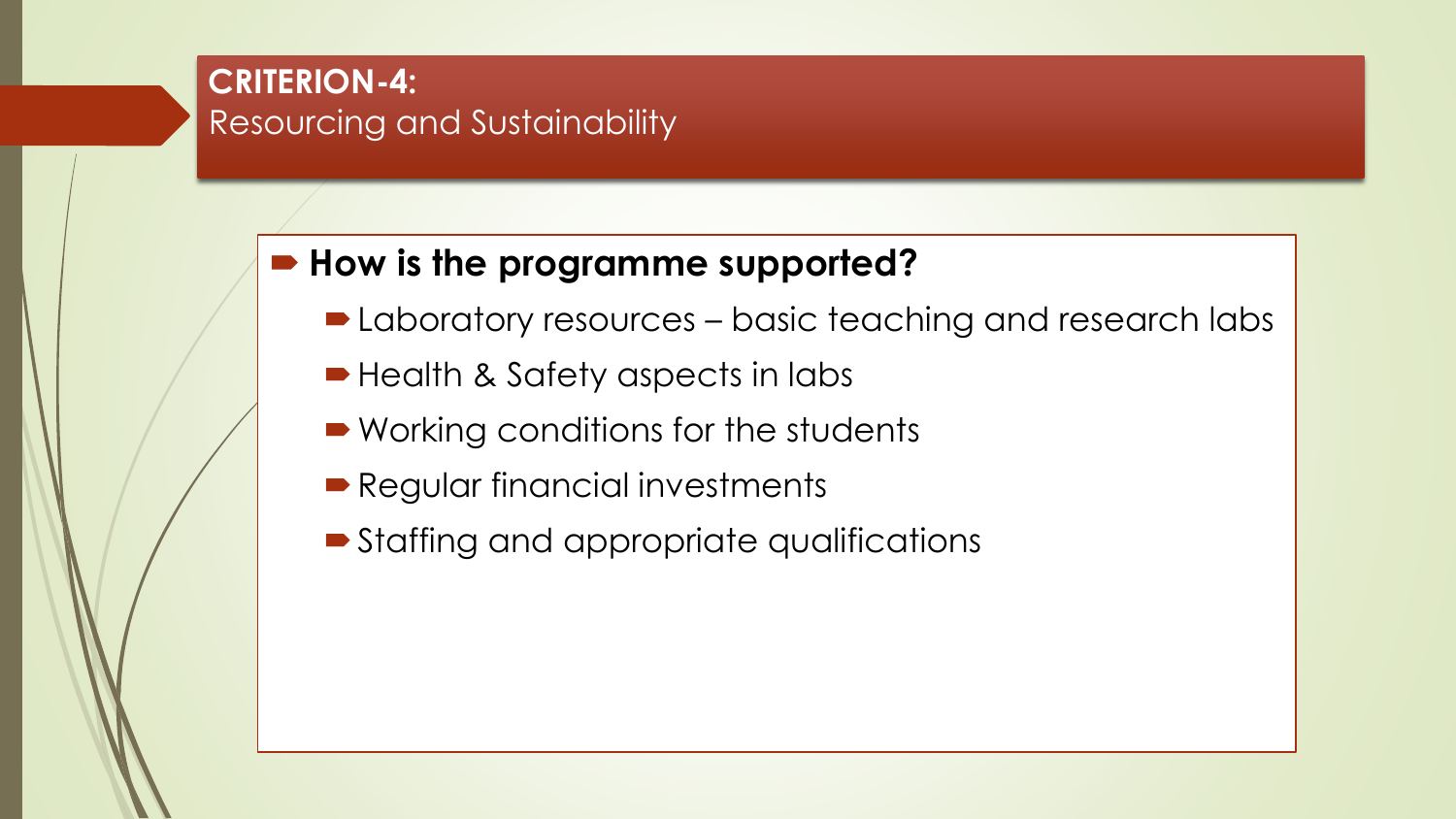## CRITERION-4:
Resourcing and Sustainability

- **How is the programme supported?**
  - Laboratory resources – basic teaching and research labs
  - Health & Safety aspects in labs
  - Working conditions for the students
  - Regular financial investments
  - Staffing and appropriate qualifications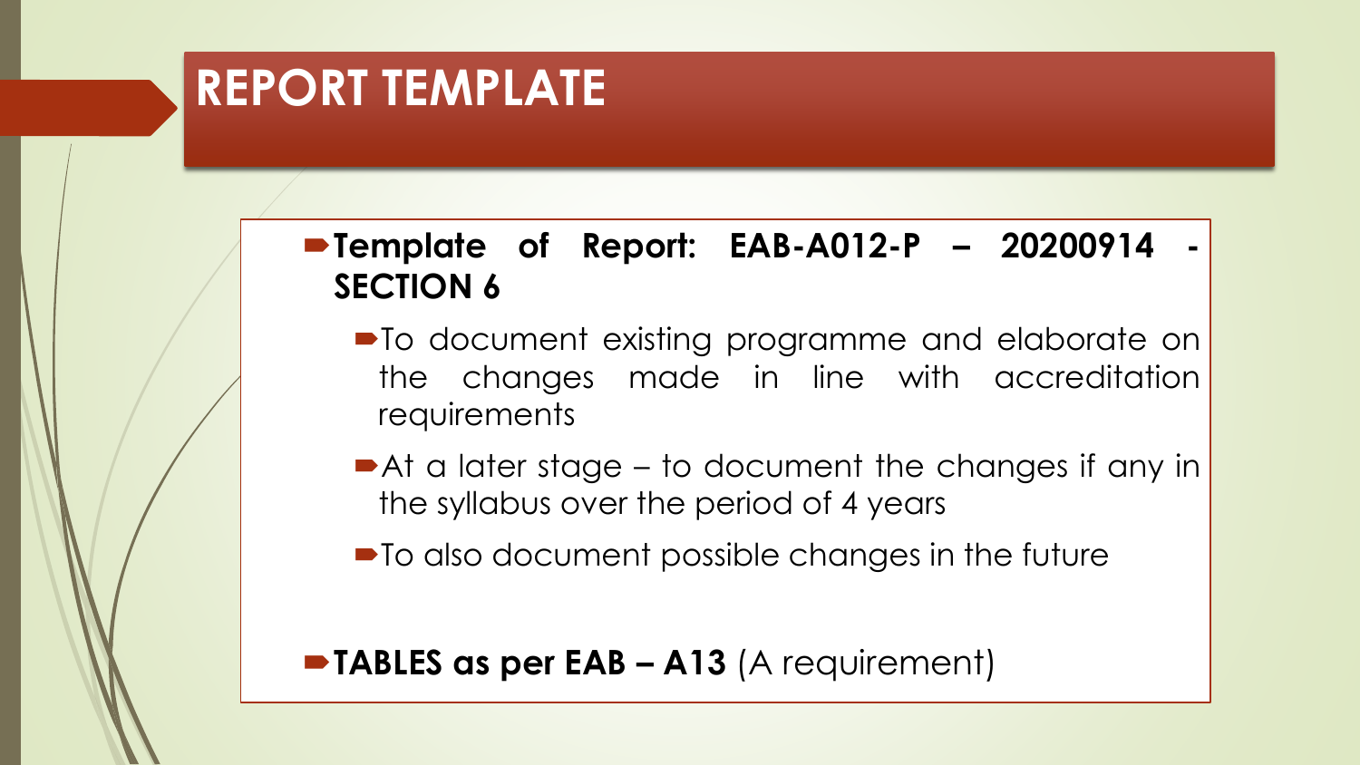# REPORT TEMPLATE

- **Template of Report: EAB-A012-P – 20200914 - SECTION 6**
  - To document existing programme and elaborate on the changes made in line with accreditation requirements
  - At a later stage – to document the changes if any in the syllabus over the period of 4 years
  - To also document possible changes in the future
- **TABLES as per EAB – A13** (A requirement)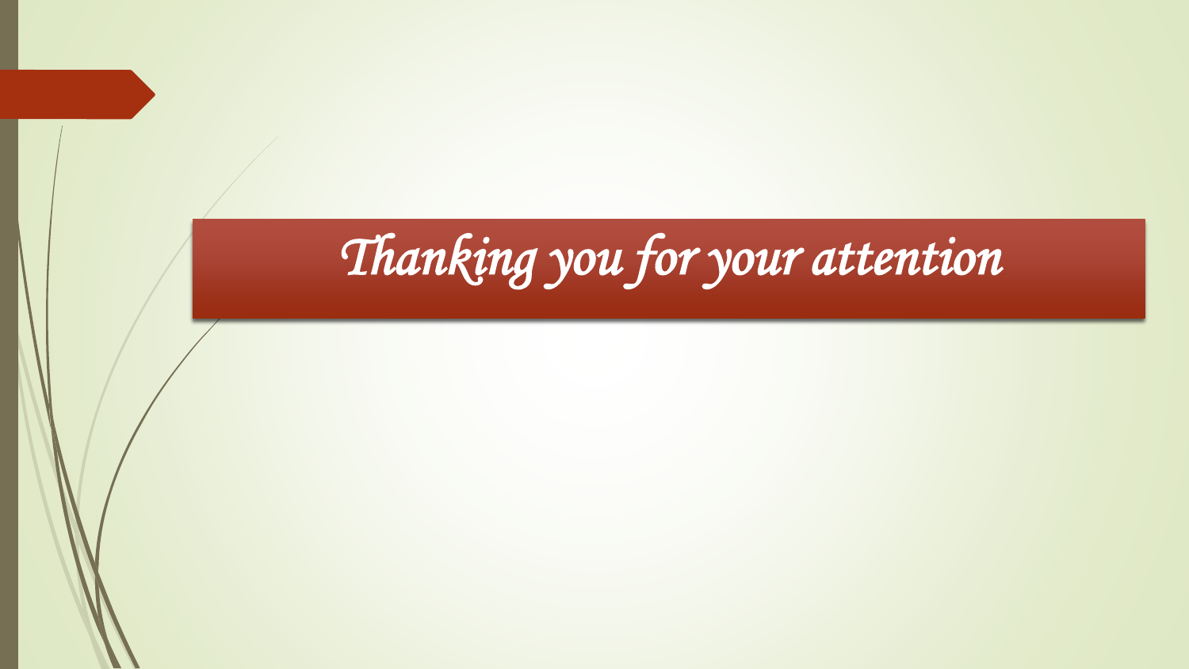# *Thanking you for your attention*